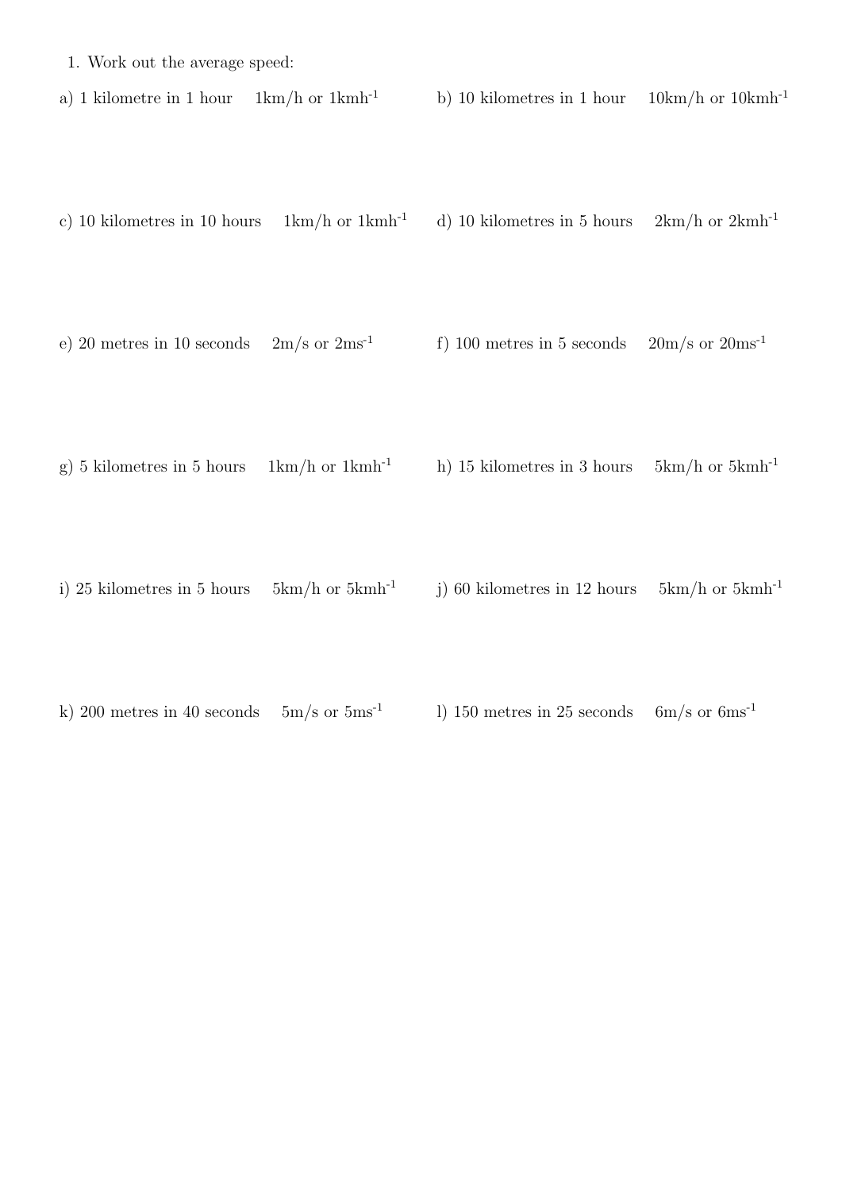1. Work out the average speed:

a) 1 kilometre in 1 hour    1km/h or 1kmh$^{-1}$

b) 10 kilometres in 1 hour    10km/h or 10kmh$^{-1}$

c) 10 kilometres in 10 hours    1km/h or 1kmh$^{-1}$

d) 10 kilometres in 5 hours    2km/h or 2kmh$^{-1}$

e) 20 metres in 10 seconds    2m/s or 2ms$^{-1}$

f) 100 metres in 5 seconds    20m/s or 20ms$^{-1}$

g) 5 kilometres in 5 hours    1km/h or 1kmh$^{-1}$

h) 15 kilometres in 3 hours    5km/h or 5kmh$^{-1}$

i) 25 kilometres in 5 hours    5km/h or 5kmh$^{-1}$

j) 60 kilometres in 12 hours    5km/h or 5kmh$^{-1}$

k) 200 metres in 40 seconds    5m/s or 5ms$^{-1}$

l) 150 metres in 25 seconds    6m/s or 6ms$^{-1}$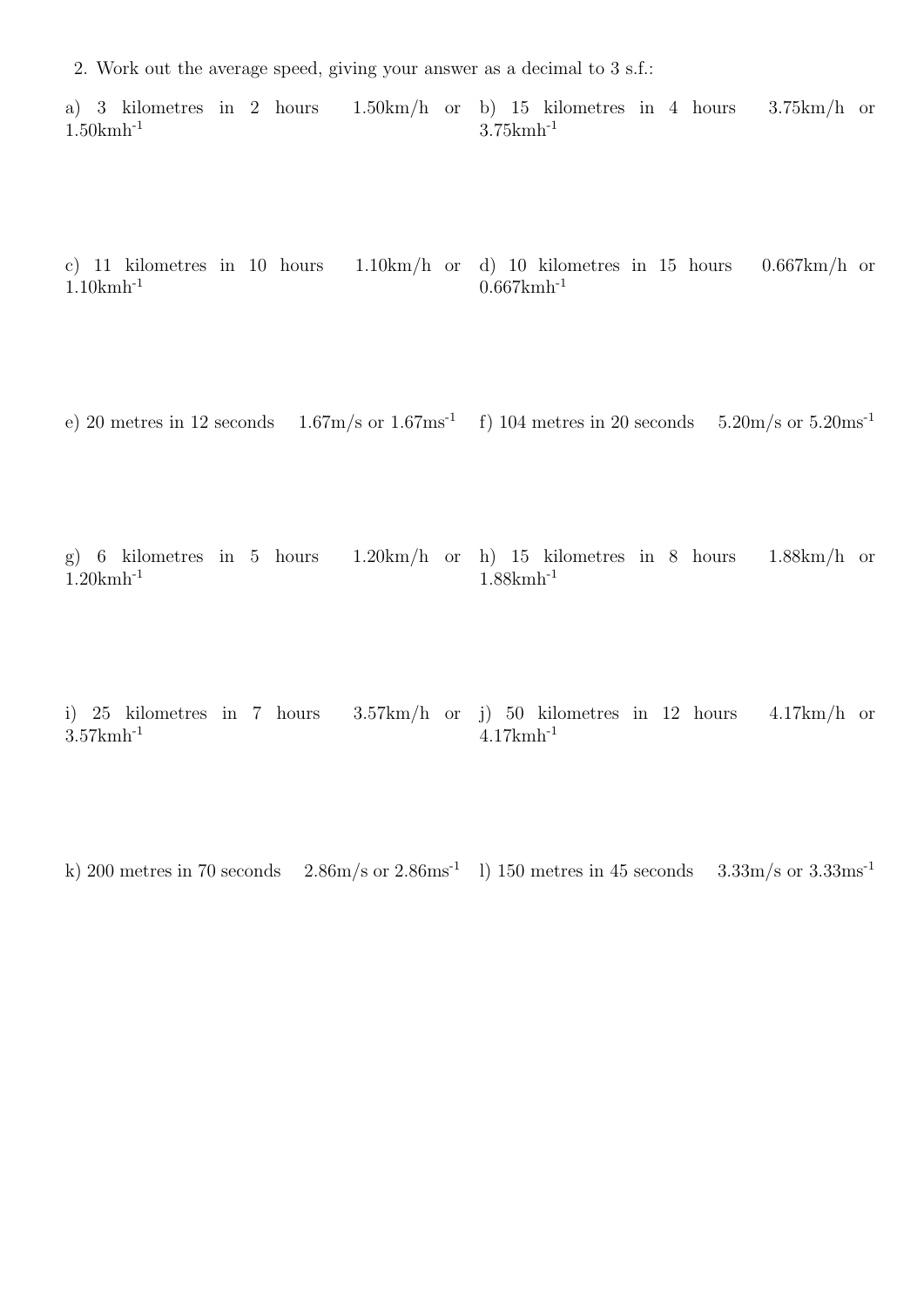2. Work out the average speed, giving your answer as a decimal to 3 s.f.:

a) 3 kilometres in 2 hours  1.50km/h or 1.50kmh$^{-1}$

b) 15 kilometres in 4 hours  3.75km/h or 3.75kmh$^{-1}$

c) 11 kilometres in 10 hours  1.10km/h or 1.10kmh$^{-1}$

d) 10 kilometres in 15 hours  0.667km/h or 0.667kmh$^{-1}$

e) 20 metres in 12 seconds  1.67m/s or 1.67ms$^{-1}$

f) 104 metres in 20 seconds  5.20m/s or 5.20ms$^{-1}$

g) 6 kilometres in 5 hours  1.20km/h or 1.20kmh$^{-1}$

h) 15 kilometres in 8 hours  1.88km/h or 1.88kmh$^{-1}$

i) 25 kilometres in 7 hours  3.57km/h or 3.57kmh$^{-1}$

j) 50 kilometres in 12 hours  4.17km/h or 4.17kmh$^{-1}$

k) 200 metres in 70 seconds  2.86m/s or 2.86ms$^{-1}$

l) 150 metres in 45 seconds  3.33m/s or 3.33ms$^{-1}$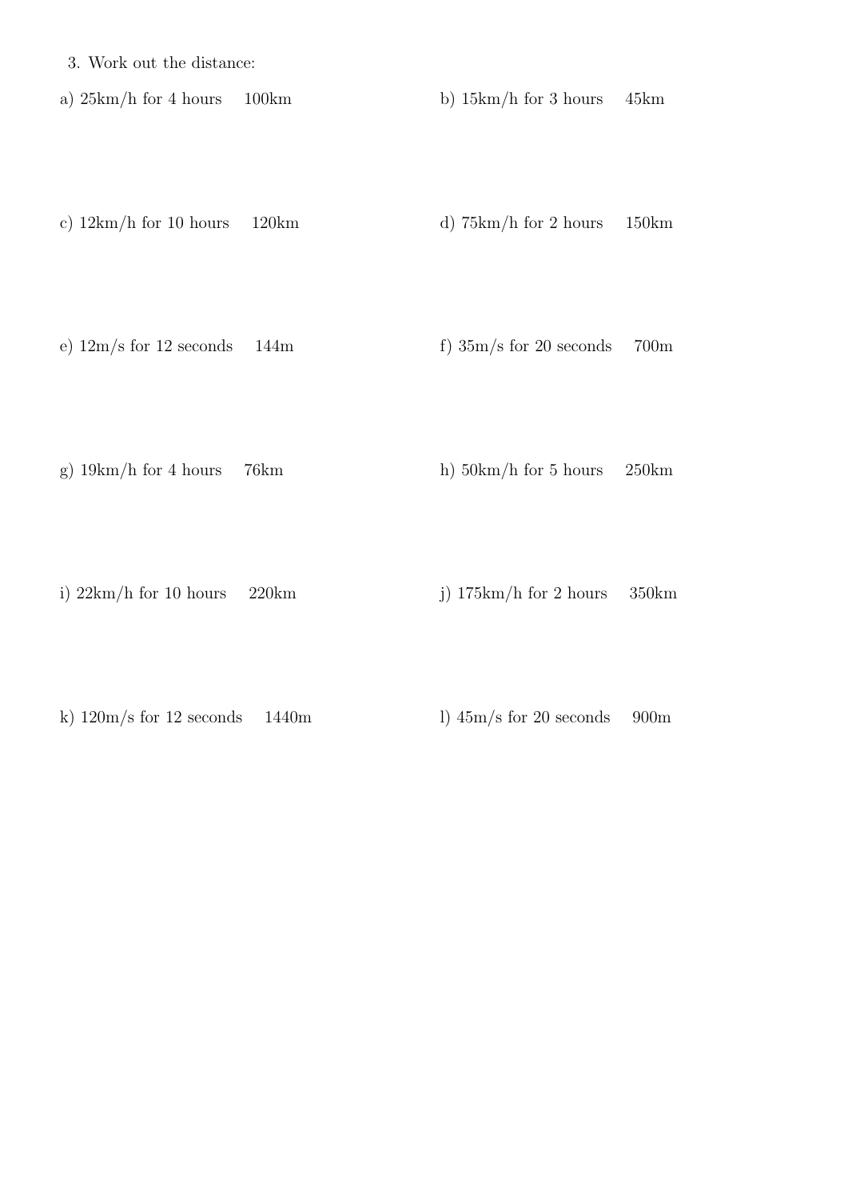3. Work out the distance:

a) 25km/h for 4 hours     100km

b) 15km/h for 3 hours     45km

c) 12km/h for 10 hours     120km

d) 75km/h for 2 hours     150km

e) 12m/s for 12 seconds     144m

f) 35m/s for 20 seconds     700m

g) 19km/h for 4 hours     76km

h) 50km/h for 5 hours     250km

i) 22km/h for 10 hours     220km

j) 175km/h for 2 hours     350km

k) 120m/s for 12 seconds     1440m

l) 45m/s for 20 seconds     900m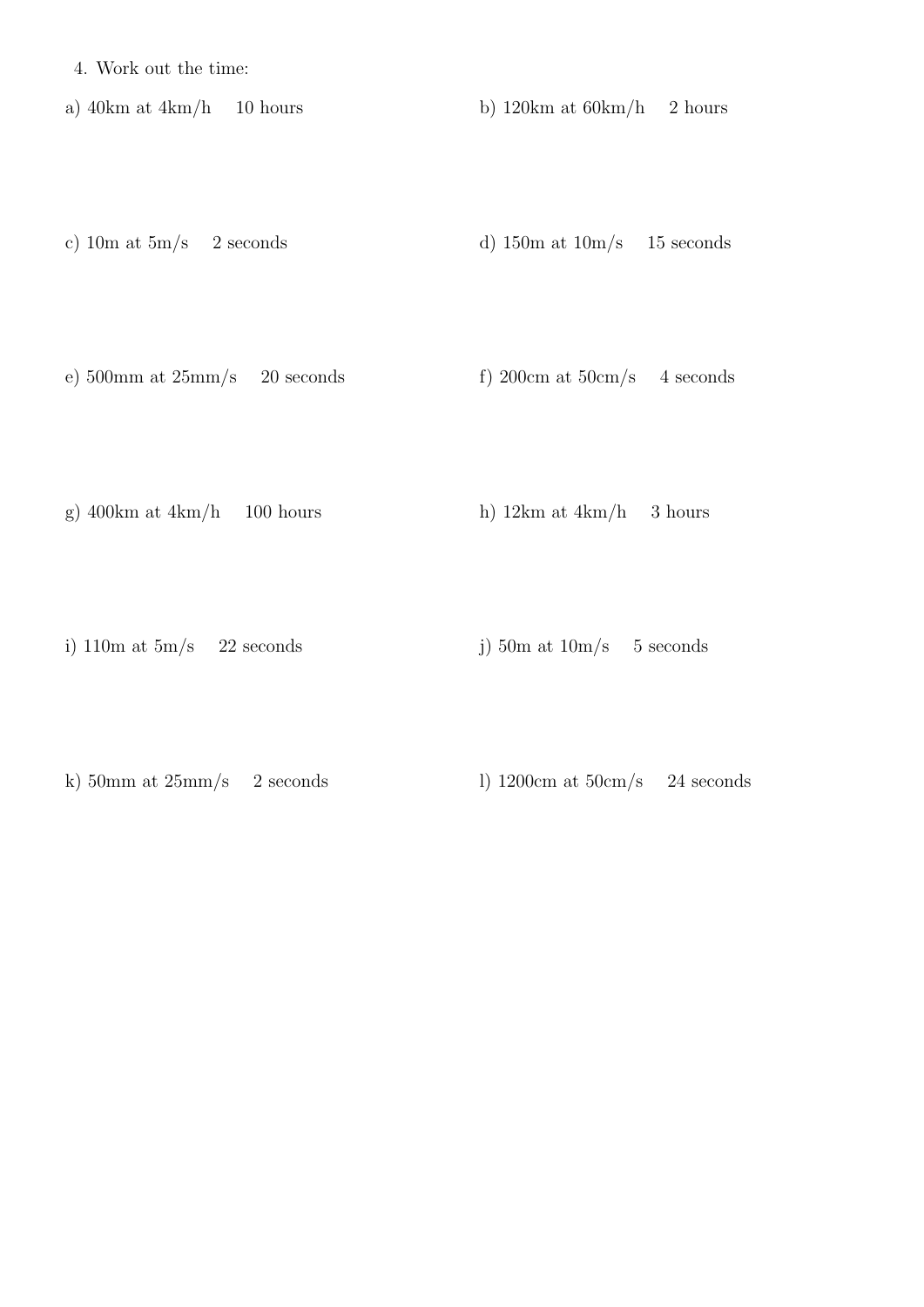4. Work out the time:

a) 40km at 4km/h 10 hours

b) 120km at 60km/h 2 hours

c) 10m at 5m/s 2 seconds

d) 150m at 10m/s 15 seconds

e) 500mm at 25mm/s 20 seconds

f) 200cm at 50cm/s 4 seconds

g) 400km at 4km/h 100 hours

h) 12km at 4km/h 3 hours

i) 110m at 5m/s 22 seconds

j) 50m at 10m/s 5 seconds

k) 50mm at 25mm/s 2 seconds

l) 1200cm at 50cm/s 24 seconds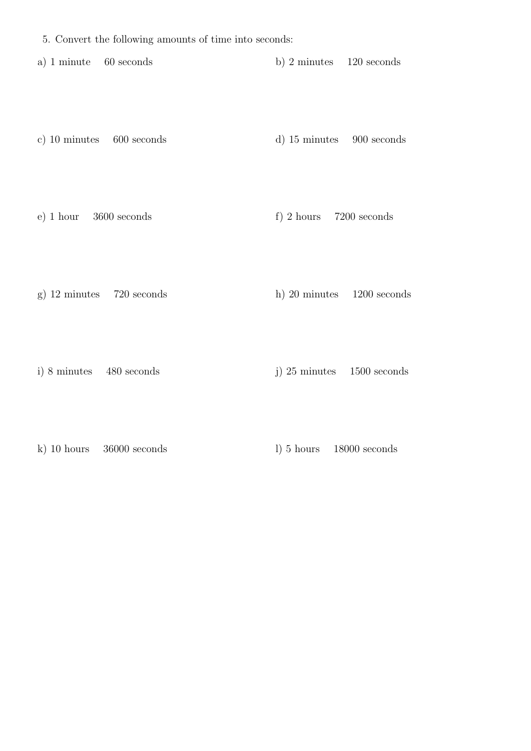5. Convert the following amounts of time into seconds:

a) 1 minute 60 seconds

b) 2 minutes 120 seconds

c) 10 minutes 600 seconds

d) 15 minutes 900 seconds

e) 1 hour 3600 seconds

f) 2 hours 7200 seconds

g) 12 minutes 720 seconds

h) 20 minutes 1200 seconds

i) 8 minutes 480 seconds

j) 25 minutes 1500 seconds

k) 10 hours 36000 seconds

l) 5 hours 18000 seconds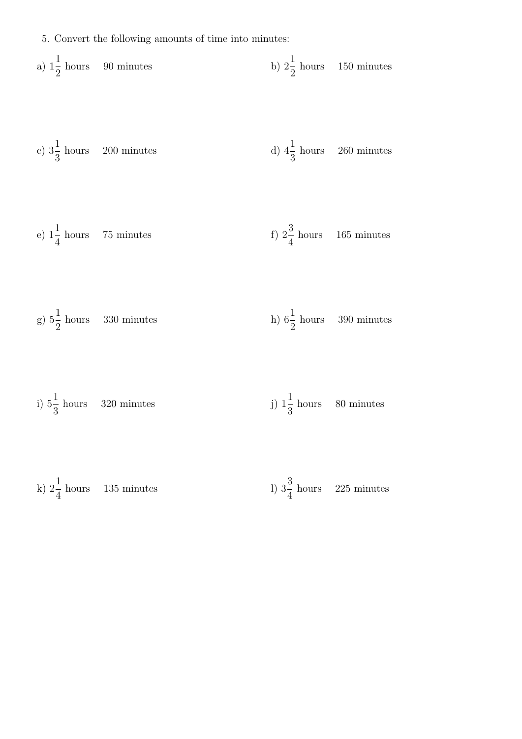5. Convert the following amounts of time into minutes:

a) $1\frac{1}{2}$ hours  90 minutes

b) $2\frac{1}{2}$ hours  150 minutes

c) $3\frac{1}{3}$ hours  200 minutes

d) $4\frac{1}{3}$ hours  260 minutes

e) $1\frac{1}{4}$ hours  75 minutes

f) $2\frac{3}{4}$ hours  165 minutes

g) $5\frac{1}{2}$ hours  330 minutes

h) $6\frac{1}{2}$ hours  390 minutes

i) $5\frac{1}{3}$ hours  320 minutes

j) $1\frac{1}{3}$ hours  80 minutes

k) $2\frac{1}{4}$ hours  135 minutes

l) $3\frac{3}{4}$ hours  225 minutes